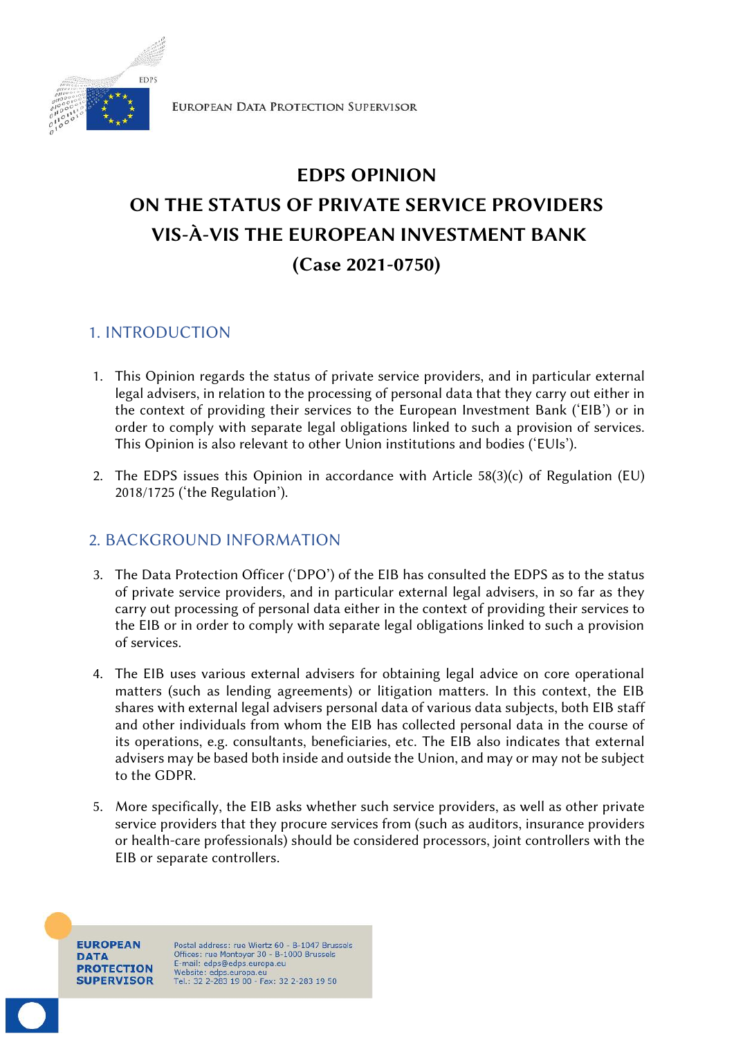EUROPEAN DATA PROTECTION SUPERVISOR

# EDPS OPINION ON THE STATUS OF PRIVATE SERVICE PROVIDERS VIS-À-VIS THE EUROPEAN INVESTMENT BANK (Case 2021-0750)

## 1. INTRODUCTION

1. This Opinion regards the status of private service providers, and in particular external legal advisers, in relation to the processing of personal data that they carry out either in the context of providing their services to the European Investment Bank ('EIB') or in order to comply with separate legal obligations linked to such a provision of services. This Opinion is also relevant to other Union institutions and bodies ('EUIs').

2. The EDPS issues this Opinion in accordance with Article 58(3)(c) of Regulation (EU) 2018/1725 ('the Regulation').

## 2. BACKGROUND INFORMATION

3. The Data Protection Officer ('DPO') of the EIB has consulted the EDPS as to the status of private service providers, and in particular external legal advisers, in so far as they carry out processing of personal data either in the context of providing their services to the EIB or in order to comply with separate legal obligations linked to such a provision of services.

4. The EIB uses various external advisers for obtaining legal advice on core operational matters (such as lending agreements) or litigation matters. In this context, the EIB shares with external legal advisers personal data of various data subjects, both EIB staff and other individuals from whom the EIB has collected personal data in the course of its operations, e.g. consultants, beneficiaries, etc. The EIB also indicates that external advisers may be based both inside and outside the Union, and may or may not be subject to the GDPR.

5. More specifically, the EIB asks whether such service providers, as well as other private service providers that they procure services from (such as auditors, insurance providers or health-care professionals) should be considered processors, joint controllers with the EIB or separate controllers.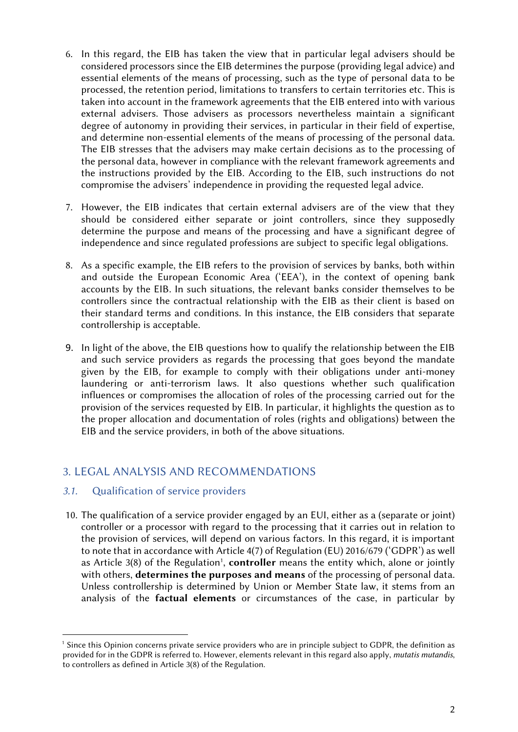6. In this regard, the EIB has taken the view that in particular legal advisers should be considered processors since the EIB determines the purpose (providing legal advice) and essential elements of the means of processing, such as the type of personal data to be processed, the retention period, limitations to transfers to certain territories etc. This is taken into account in the framework agreements that the EIB entered into with various external advisers. Those advisers as processors nevertheless maintain a significant degree of autonomy in providing their services, in particular in their field of expertise, and determine non-essential elements of the means of processing of the personal data. The EIB stresses that the advisers may make certain decisions as to the processing of the personal data, however in compliance with the relevant framework agreements and the instructions provided by the EIB. According to the EIB, such instructions do not compromise the advisers' independence in providing the requested legal advice.

7. However, the EIB indicates that certain external advisers are of the view that they should be considered either separate or joint controllers, since they supposedly determine the purpose and means of the processing and have a significant degree of independence and since regulated professions are subject to specific legal obligations.

8. As a specific example, the EIB refers to the provision of services by banks, both within and outside the European Economic Area ('EEA'), in the context of opening bank accounts by the EIB. In such situations, the relevant banks consider themselves to be controllers since the contractual relationship with the EIB as their client is based on their standard terms and conditions. In this instance, the EIB considers that separate controllership is acceptable.

9. In light of the above, the EIB questions how to qualify the relationship between the EIB and such service providers as regards the processing that goes beyond the mandate given by the EIB, for example to comply with their obligations under anti-money laundering or anti-terrorism laws. It also questions whether such qualification influences or compromises the allocation of roles of the processing carried out for the provision of the services requested by EIB. In particular, it highlights the question as to the proper allocation and documentation of roles (rights and obligations) between the EIB and the service providers, in both of the above situations.

## 3. LEGAL ANALYSIS AND RECOMMENDATIONS

### *3.1.* Qualification of service providers

10. The qualification of a service provider engaged by an EUI, either as a (separate or joint) controller or a processor with regard to the processing that it carries out in relation to the provision of services, will depend on various factors. In this regard, it is important to note that in accordance with Article 4(7) of Regulation (EU) 2016/679 ('GDPR') as well as Article 3(8) of the Regulation[1], **controller** means the entity which, alone or jointly with others, **determines the purposes and means** of the processing of personal data. Unless controllership is determined by Union or Member State law, it stems from an analysis of the **factual elements** or circumstances of the case, in particular by

[1] Since this Opinion concerns private service providers who are in principle subject to GDPR, the definition as provided for in the GDPR is referred to. However, elements relevant in this regard also apply, *mutatis mutandis*, to controllers as defined in Article 3(8) of the Regulation.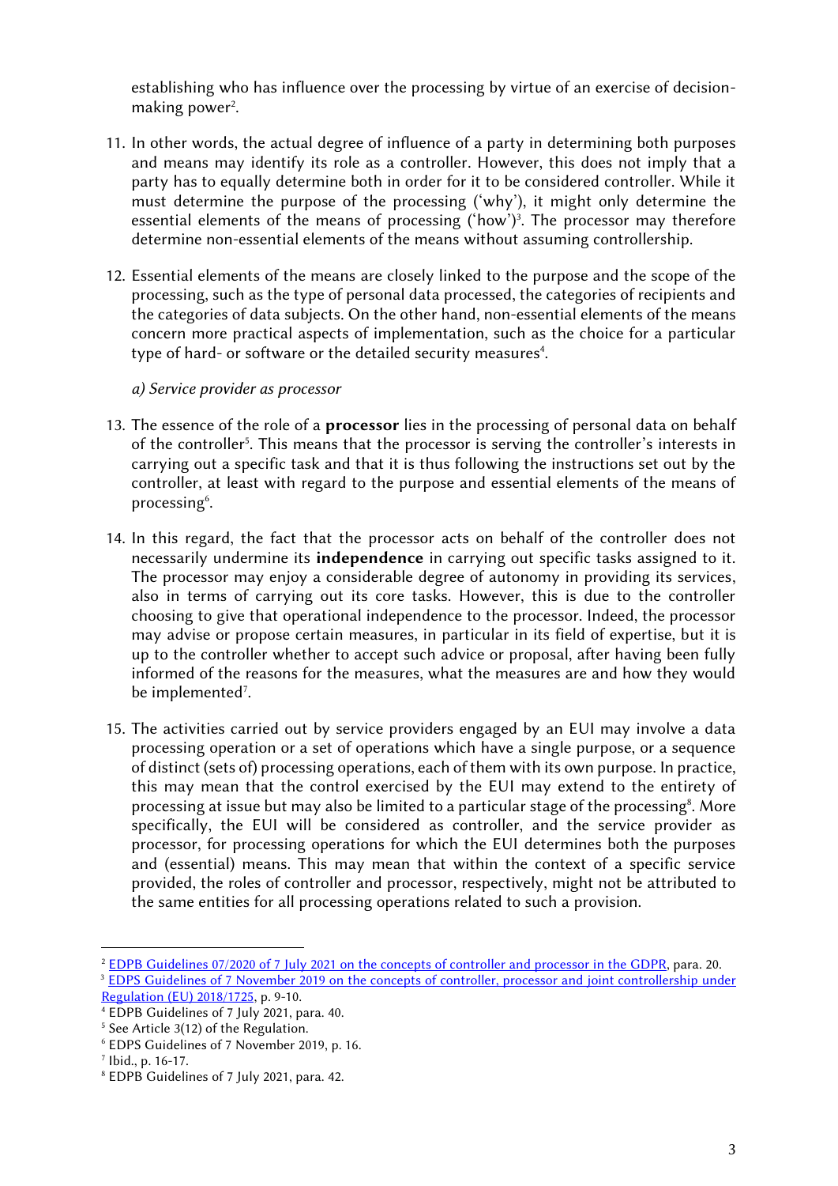establishing who has influence over the processing by virtue of an exercise of decision-making power[2].

11. In other words, the actual degree of influence of a party in determining both purposes and means may identify its role as a controller. However, this does not imply that a party has to equally determine both in order for it to be considered controller. While it must determine the purpose of the processing ('why'), it might only determine the essential elements of the means of processing ('how')[3]. The processor may therefore determine non-essential elements of the means without assuming controllership.

12. Essential elements of the means are closely linked to the purpose and the scope of the processing, such as the type of personal data processed, the categories of recipients and the categories of data subjects. On the other hand, non-essential elements of the means concern more practical aspects of implementation, such as the choice for a particular type of hard- or software or the detailed security measures[4].

*a) Service provider as processor*

13. The essence of the role of a **processor** lies in the processing of personal data on behalf of the controller[5]. This means that the processor is serving the controller's interests in carrying out a specific task and that it is thus following the instructions set out by the controller, at least with regard to the purpose and essential elements of the means of processing[6].

14. In this regard, the fact that the processor acts on behalf of the controller does not necessarily undermine its **independence** in carrying out specific tasks assigned to it. The processor may enjoy a considerable degree of autonomy in providing its services, also in terms of carrying out its core tasks. However, this is due to the controller choosing to give that operational independence to the processor. Indeed, the processor may advise or propose certain measures, in particular in its field of expertise, but it is up to the controller whether to accept such advice or proposal, after having been fully informed of the reasons for the measures, what the measures are and how they would be implemented[7].

15. The activities carried out by service providers engaged by an EUI may involve a data processing operation or a set of operations which have a single purpose, or a sequence of distinct (sets of) processing operations, each of them with its own purpose. In practice, this may mean that the control exercised by the EUI may extend to the entirety of processing at issue but may also be limited to a particular stage of the processing[8]. More specifically, the EUI will be considered as controller, and the service provider as processor, for processing operations for which the EUI determines both the purposes and (essential) means. This may mean that within the context of a specific service provided, the roles of controller and processor, respectively, might not be attributed to the same entities for all processing operations related to such a provision.

---

[2] EDPB Guidelines 07/2020 of 7 July 2021 on the concepts of controller and processor in the GDPR, para. 20.

[3] EDPS Guidelines of 7 November 2019 on the concepts of controller, processor and joint controllership under Regulation (EU) 2018/1725, p. 9-10.

[4] EDPB Guidelines of 7 July 2021, para. 40.

[5] See Article 3(12) of the Regulation.

[6] EDPS Guidelines of 7 November 2019, p. 16.

[7] Ibid., p. 16-17.

[8] EDPB Guidelines of 7 July 2021, para. 42.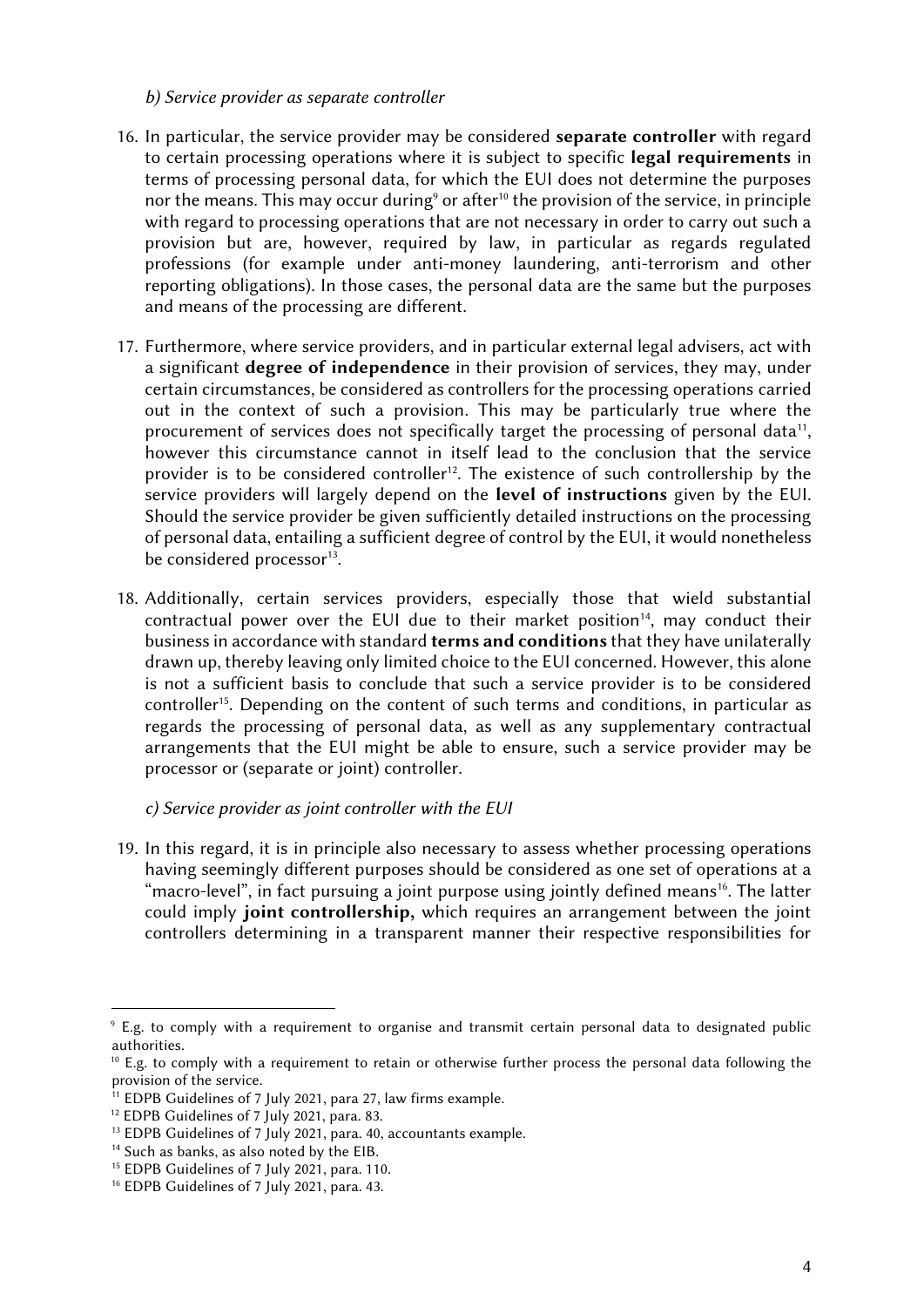*b) Service provider as separate controller*

16. In particular, the service provider may be considered **separate controller** with regard to certain processing operations where it is subject to specific **legal requirements** in terms of processing personal data, for which the EUI does not determine the purposes nor the means. This may occur during[9] or after[10] the provision of the service, in principle with regard to processing operations that are not necessary in order to carry out such a provision but are, however, required by law, in particular as regards regulated professions (for example under anti-money laundering, anti-terrorism and other reporting obligations). In those cases, the personal data are the same but the purposes and means of the processing are different.

17. Furthermore, where service providers, and in particular external legal advisers, act with a significant **degree of independence** in their provision of services, they may, under certain circumstances, be considered as controllers for the processing operations carried out in the context of such a provision. This may be particularly true where the procurement of services does not specifically target the processing of personal data[11], however this circumstance cannot in itself lead to the conclusion that the service provider is to be considered controller[12]. The existence of such controllership by the service providers will largely depend on the **level of instructions** given by the EUI. Should the service provider be given sufficiently detailed instructions on the processing of personal data, entailing a sufficient degree of control by the EUI, it would nonetheless be considered processor[13].

18. Additionally, certain services providers, especially those that wield substantial contractual power over the EUI due to their market position[14], may conduct their business in accordance with standard **terms and conditions** that they have unilaterally drawn up, thereby leaving only limited choice to the EUI concerned. However, this alone is not a sufficient basis to conclude that such a service provider is to be considered controller[15]. Depending on the content of such terms and conditions, in particular as regards the processing of personal data, as well as any supplementary contractual arrangements that the EUI might be able to ensure, such a service provider may be processor or (separate or joint) controller.

*c) Service provider as joint controller with the EUI*

19. In this regard, it is in principle also necessary to assess whether processing operations having seemingly different purposes should be considered as one set of operations at a "macro-level", in fact pursuing a joint purpose using jointly defined means[16]. The latter could imply **joint controllership,** which requires an arrangement between the joint controllers determining in a transparent manner their respective responsibilities for

---

[9] E.g. to comply with a requirement to organise and transmit certain personal data to designated public authorities.

[10] E.g. to comply with a requirement to retain or otherwise further process the personal data following the provision of the service.

[11] EDPB Guidelines of 7 July 2021, para 27, law firms example.

[12] EDPB Guidelines of 7 July 2021, para. 83.

[13] EDPB Guidelines of 7 July 2021, para. 40, accountants example.

[14] Such as banks, as also noted by the EIB.

[15] EDPB Guidelines of 7 July 2021, para. 110.

[16] EDPB Guidelines of 7 July 2021, para. 43.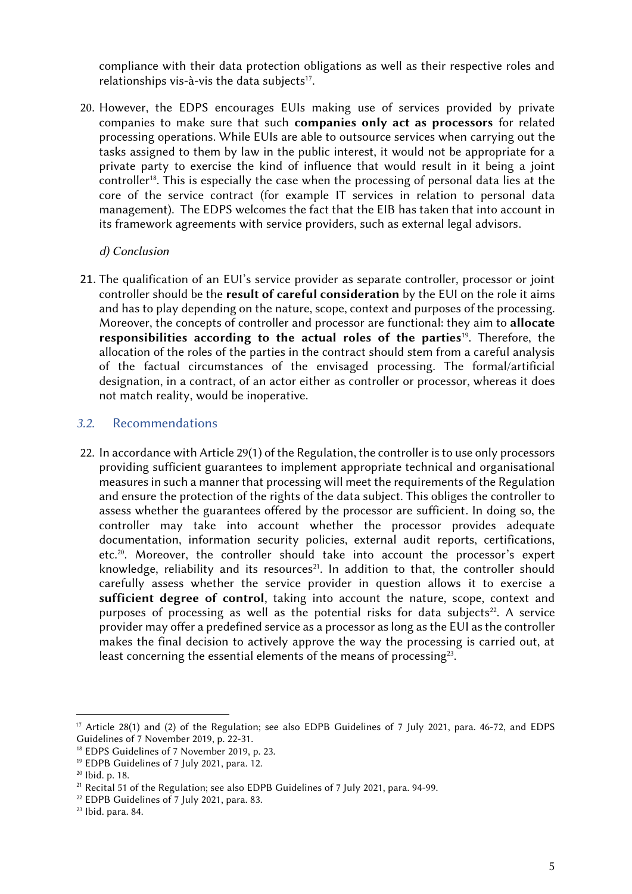compliance with their data protection obligations as well as their respective roles and relationships vis-à-vis the data subjects[17].

20. However, the EDPS encourages EUIs making use of services provided by private companies to make sure that such **companies only act as processors** for related processing operations. While EUIs are able to outsource services when carrying out the tasks assigned to them by law in the public interest, it would not be appropriate for a private party to exercise the kind of influence that would result in it being a joint controller[18]. This is especially the case when the processing of personal data lies at the core of the service contract (for example IT services in relation to personal data management). The EDPS welcomes the fact that the EIB has taken that into account in its framework agreements with service providers, such as external legal advisors.

*d) Conclusion*

21. The qualification of an EUI's service provider as separate controller, processor or joint controller should be the **result of careful consideration** by the EUI on the role it aims and has to play depending on the nature, scope, context and purposes of the processing. Moreover, the concepts of controller and processor are functional: they aim to **allocate responsibilities according to the actual roles of the parties**[19]. Therefore, the allocation of the roles of the parties in the contract should stem from a careful analysis of the factual circumstances of the envisaged processing. The formal/artificial designation, in a contract, of an actor either as controller or processor, whereas it does not match reality, would be inoperative.

## *3.2.* Recommendations

22. In accordance with Article 29(1) of the Regulation, the controller is to use only processors providing sufficient guarantees to implement appropriate technical and organisational measures in such a manner that processing will meet the requirements of the Regulation and ensure the protection of the rights of the data subject. This obliges the controller to assess whether the guarantees offered by the processor are sufficient. In doing so, the controller may take into account whether the processor provides adequate documentation, information security policies, external audit reports, certifications, etc.[20]. Moreover, the controller should take into account the processor's expert knowledge, reliability and its resources[21]. In addition to that, the controller should carefully assess whether the service provider in question allows it to exercise a **sufficient degree of control**, taking into account the nature, scope, context and purposes of processing as well as the potential risks for data subjects[22]. A service provider may offer a predefined service as a processor as long as the EUI as the controller makes the final decision to actively approve the way the processing is carried out, at least concerning the essential elements of the means of processing[23].

---

[17] Article 28(1) and (2) of the Regulation; see also EDPB Guidelines of 7 July 2021, para. 46-72, and EDPS Guidelines of 7 November 2019, p. 22-31.

[18] EDPS Guidelines of 7 November 2019, p. 23.

[19] EDPB Guidelines of 7 July 2021, para. 12.

[20] Ibid. p. 18.

[21] Recital 51 of the Regulation; see also EDPB Guidelines of 7 July 2021, para. 94-99.

[22] EDPB Guidelines of 7 July 2021, para. 83.

[23] Ibid. para. 84.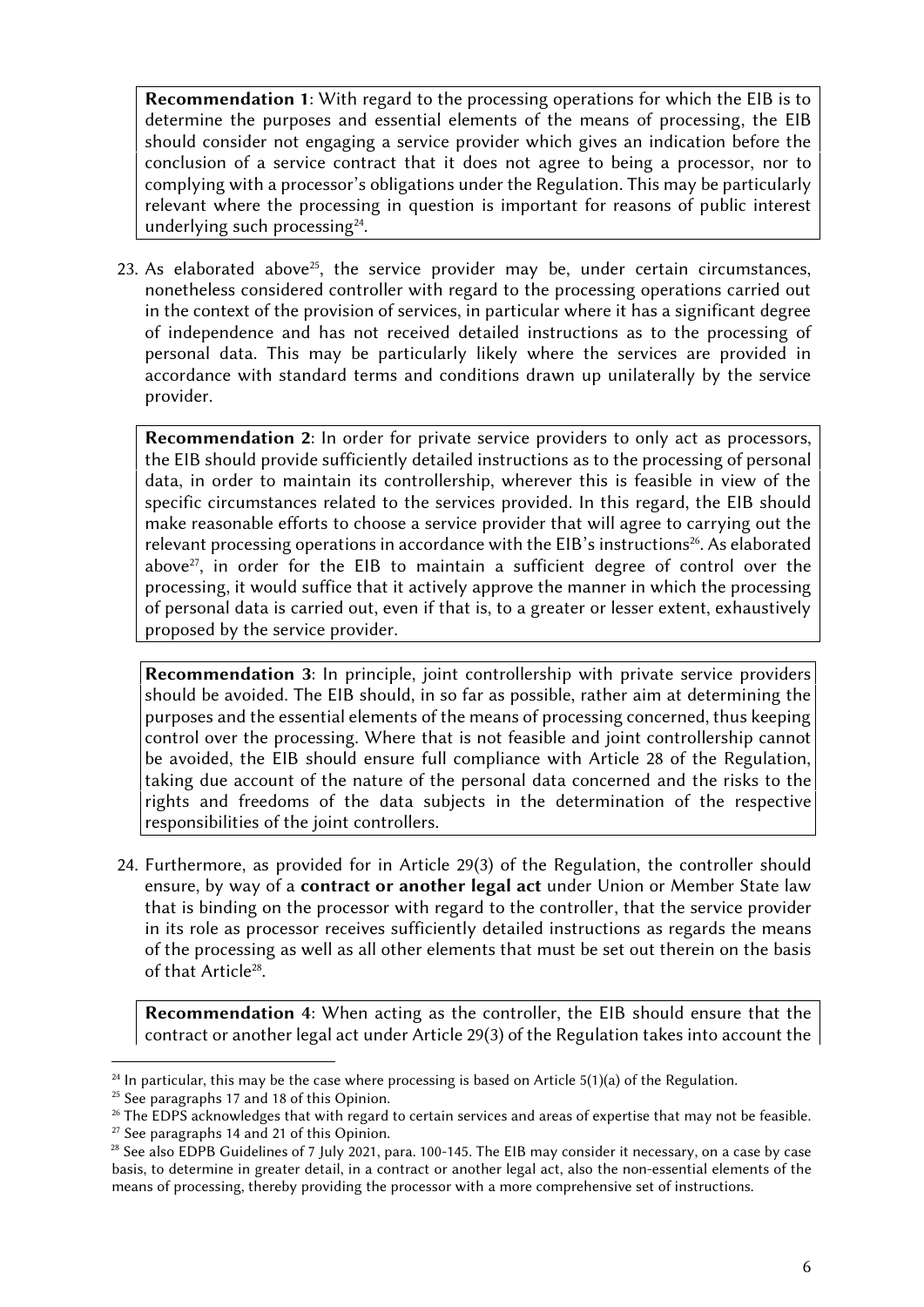**Recommendation 1**: With regard to the processing operations for which the EIB is to determine the purposes and essential elements of the means of processing, the EIB should consider not engaging a service provider which gives an indication before the conclusion of a service contract that it does not agree to being a processor, nor to complying with a processor's obligations under the Regulation. This may be particularly relevant where the processing in question is important for reasons of public interest underlying such processing[24].

23. As elaborated above[25], the service provider may be, under certain circumstances, nonetheless considered controller with regard to the processing operations carried out in the context of the provision of services, in particular where it has a significant degree of independence and has not received detailed instructions as to the processing of personal data. This may be particularly likely where the services are provided in accordance with standard terms and conditions drawn up unilaterally by the service provider.

**Recommendation 2**: In order for private service providers to only act as processors, the EIB should provide sufficiently detailed instructions as to the processing of personal data, in order to maintain its controllership, wherever this is feasible in view of the specific circumstances related to the services provided. In this regard, the EIB should make reasonable efforts to choose a service provider that will agree to carrying out the relevant processing operations in accordance with the EIB's instructions[26]. As elaborated above[27], in order for the EIB to maintain a sufficient degree of control over the processing, it would suffice that it actively approve the manner in which the processing of personal data is carried out, even if that is, to a greater or lesser extent, exhaustively proposed by the service provider.

**Recommendation 3**: In principle, joint controllership with private service providers should be avoided. The EIB should, in so far as possible, rather aim at determining the purposes and the essential elements of the means of processing concerned, thus keeping control over the processing. Where that is not feasible and joint controllership cannot be avoided, the EIB should ensure full compliance with Article 28 of the Regulation, taking due account of the nature of the personal data concerned and the risks to the rights and freedoms of the data subjects in the determination of the respective responsibilities of the joint controllers.

24. Furthermore, as provided for in Article 29(3) of the Regulation, the controller should ensure, by way of a **contract or another legal act** under Union or Member State law that is binding on the processor with regard to the controller, that the service provider in its role as processor receives sufficiently detailed instructions as regards the means of the processing as well as all other elements that must be set out therein on the basis of that Article[28].

**Recommendation 4**: When acting as the controller, the EIB should ensure that the contract or another legal act under Article 29(3) of the Regulation takes into account the

---

[24] In particular, this may be the case where processing is based on Article 5(1)(a) of the Regulation.

[25] See paragraphs 17 and 18 of this Opinion.

[26] The EDPS acknowledges that with regard to certain services and areas of expertise that may not be feasible.

[27] See paragraphs 14 and 21 of this Opinion.

[28] See also EDPB Guidelines of 7 July 2021, para. 100-145. The EIB may consider it necessary, on a case by case basis, to determine in greater detail, in a contract or another legal act, also the non-essential elements of the means of processing, thereby providing the processor with a more comprehensive set of instructions.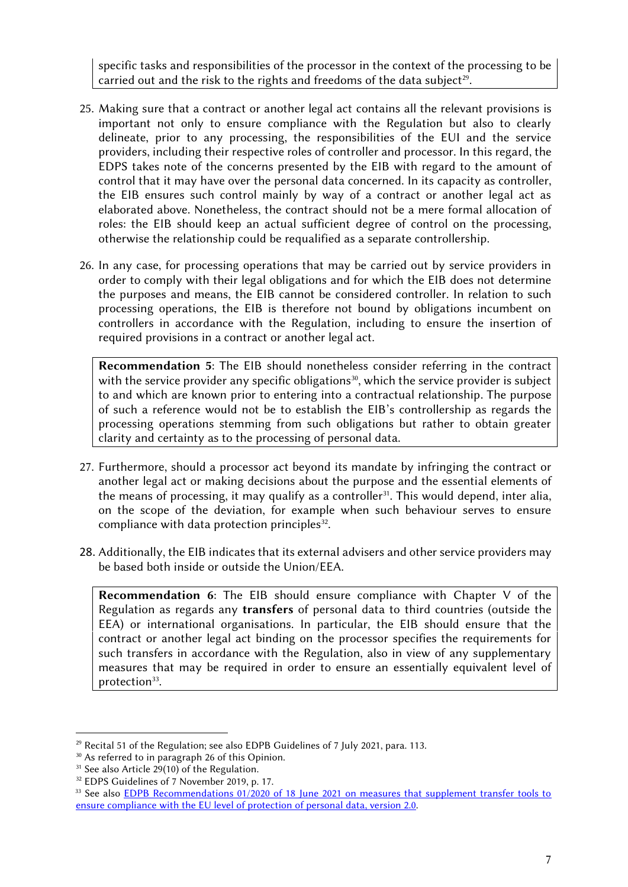specific tasks and responsibilities of the processor in the context of the processing to be carried out and the risk to the rights and freedoms of the data subject[29].

25. Making sure that a contract or another legal act contains all the relevant provisions is important not only to ensure compliance with the Regulation but also to clearly delineate, prior to any processing, the responsibilities of the EUI and the service providers, including their respective roles of controller and processor. In this regard, the EDPS takes note of the concerns presented by the EIB with regard to the amount of control that it may have over the personal data concerned. In its capacity as controller, the EIB ensures such control mainly by way of a contract or another legal act as elaborated above. Nonetheless, the contract should not be a mere formal allocation of roles: the EIB should keep an actual sufficient degree of control on the processing, otherwise the relationship could be requalified as a separate controllership.

26. In any case, for processing operations that may be carried out by service providers in order to comply with their legal obligations and for which the EIB does not determine the purposes and means, the EIB cannot be considered controller. In relation to such processing operations, the EIB is therefore not bound by obligations incumbent on controllers in accordance with the Regulation, including to ensure the insertion of required provisions in a contract or another legal act.

**Recommendation 5**: The EIB should nonetheless consider referring in the contract with the service provider any specific obligations[30], which the service provider is subject to and which are known prior to entering into a contractual relationship. The purpose of such a reference would not be to establish the EIB's controllership as regards the processing operations stemming from such obligations but rather to obtain greater clarity and certainty as to the processing of personal data.

27. Furthermore, should a processor act beyond its mandate by infringing the contract or another legal act or making decisions about the purpose and the essential elements of the means of processing, it may qualify as a controller[31]. This would depend, inter alia, on the scope of the deviation, for example when such behaviour serves to ensure compliance with data protection principles[32].

28. Additionally, the EIB indicates that its external advisers and other service providers may be based both inside or outside the Union/EEA.

**Recommendation 6**: The EIB should ensure compliance with Chapter V of the Regulation as regards any **transfers** of personal data to third countries (outside the EEA) or international organisations. In particular, the EIB should ensure that the contract or another legal act binding on the processor specifies the requirements for such transfers in accordance with the Regulation, also in view of any supplementary measures that may be required in order to ensure an essentially equivalent level of protection[33].

---

[29] Recital 51 of the Regulation; see also EDPB Guidelines of 7 July 2021, para. 113.

[30] As referred to in paragraph 26 of this Opinion.

[31] See also Article 29(10) of the Regulation.

[32] EDPS Guidelines of 7 November 2019, p. 17.

[33] See also EDPB Recommendations 01/2020 of 18 June 2021 on measures that supplement transfer tools to ensure compliance with the EU level of protection of personal data, version 2.0.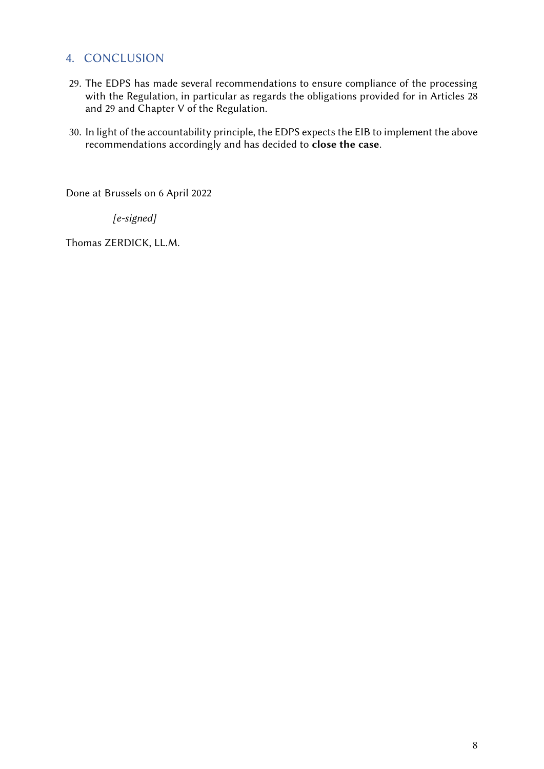## 4. CONCLUSION

29. The EDPS has made several recommendations to ensure compliance of the processing with the Regulation, in particular as regards the obligations provided for in Articles 28 and 29 and Chapter V of the Regulation.

30. In light of the accountability principle, the EDPS expects the EIB to implement the above recommendations accordingly and has decided to **close the case**.

Done at Brussels on 6 April 2022

*[e-signed]*

Thomas ZERDICK, LL.M.